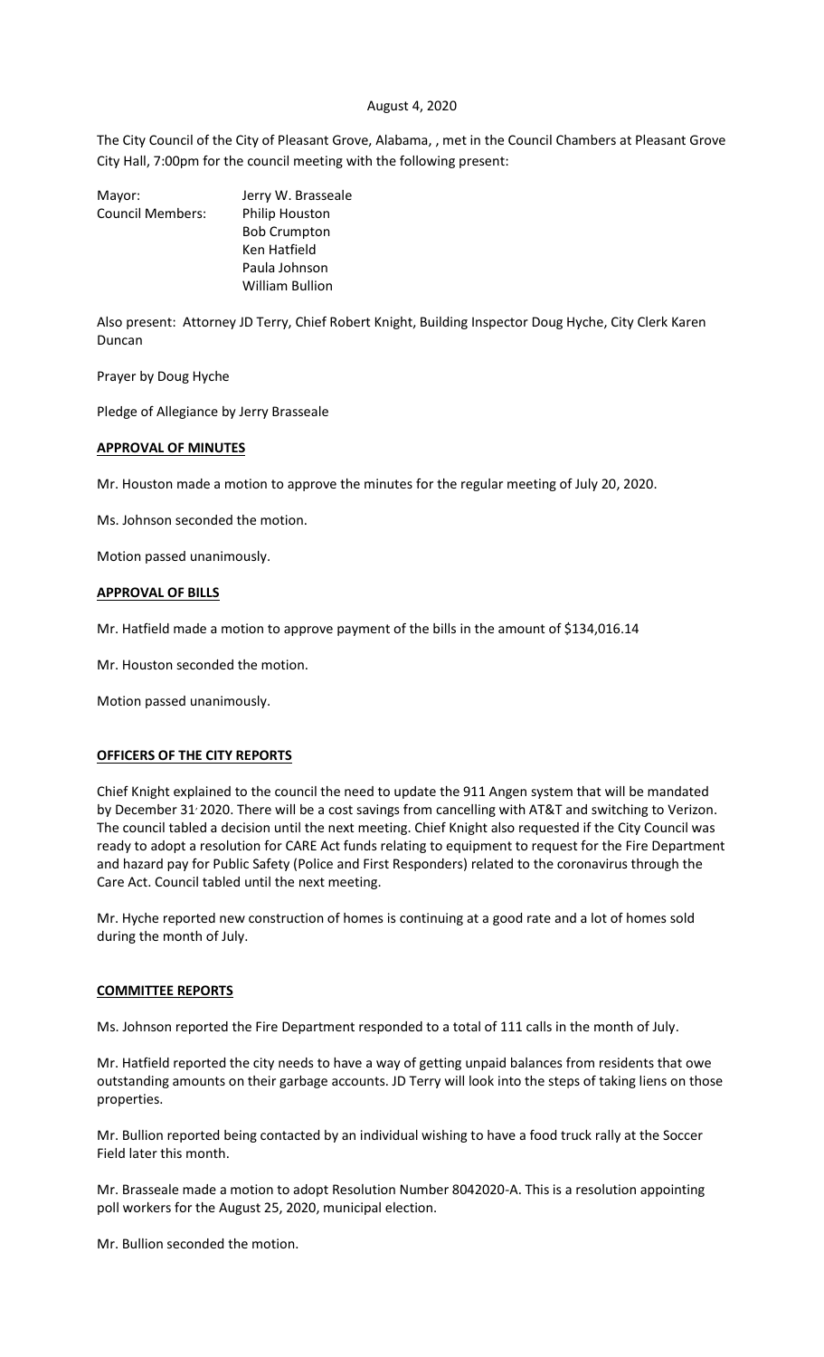August 4, 2020

The City Council of the City of Pleasant Grove, Alabama, , met in the Council Chambers at Pleasant Grove City Hall, 7:00pm for the council meeting with the following present:

Mayor: Jerry W. Brasseale
Council Members: Philip Houston
Bob Crumpton
Ken Hatfield
Paula Johnson
William Bullion

Also present: Attorney JD Terry, Chief Robert Knight, Building Inspector Doug Hyche, City Clerk Karen Duncan

Prayer by Doug Hyche

Pledge of Allegiance by Jerry Brasseale

**APPROVAL OF MINUTES**

Mr. Houston made a motion to approve the minutes for the regular meeting of July 20, 2020.

Ms. Johnson seconded the motion.

Motion passed unanimously.

**APPROVAL OF BILLS**

Mr. Hatfield made a motion to approve payment of the bills in the amount of $134,016.14

Mr. Houston seconded the motion.

Motion passed unanimously.

**OFFICERS OF THE CITY REPORTS**

Chief Knight explained to the council the need to update the 911 Angen system that will be mandated by December 31, 2020. There will be a cost savings from cancelling with AT&T and switching to Verizon. The council tabled a decision until the next meeting. Chief Knight also requested if the City Council was ready to adopt a resolution for CARE Act funds relating to equipment to request for the Fire Department and hazard pay for Public Safety (Police and First Responders) related to the coronavirus through the Care Act. Council tabled until the next meeting.

Mr. Hyche reported new construction of homes is continuing at a good rate and a lot of homes sold during the month of July.

**COMMITTEE REPORTS**

Ms. Johnson reported the Fire Department responded to a total of 111 calls in the month of July.

Mr. Hatfield reported the city needs to have a way of getting unpaid balances from residents that owe outstanding amounts on their garbage accounts. JD Terry will look into the steps of taking liens on those properties.

Mr. Bullion reported being contacted by an individual wishing to have a food truck rally at the Soccer Field later this month.

Mr. Brasseale made a motion to adopt Resolution Number 8042020-A. This is a resolution appointing poll workers for the August 25, 2020, municipal election.

Mr. Bullion seconded the motion.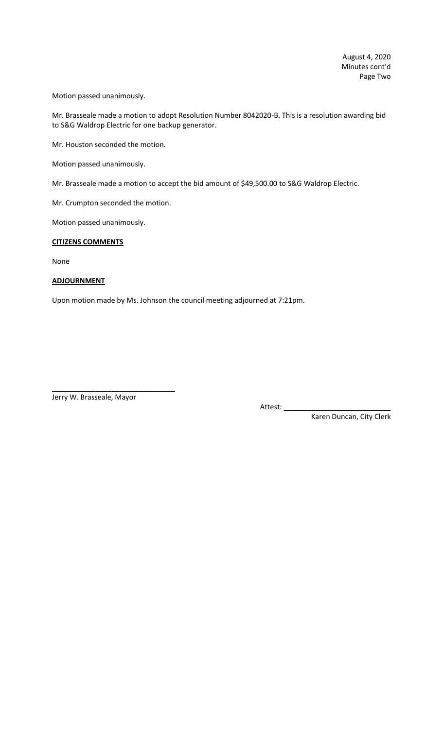August 4, 2020
Minutes cont'd

Motion passed unanimously.

Mr. Brasseale made a motion to adopt Resolution Number 8042020-B. This is a resolution awarding bid to S&G Waldrop Electric for one backup generator.

Mr. Houston seconded the motion.

Motion passed unanimously.

Mr. Brasseale made a motion to accept the bid amount of $49,500.00 to S&G Waldrop Electric.

Mr. Crumpton seconded the motion.

Motion passed unanimously.

**CITIZENS COMMENTS**

None

**ADJOURNMENT**

Upon motion made by Ms. Johnson the council meeting adjourned at 7:21pm.

_______________________________
Jerry W. Brasseale, Mayor

Attest: ___________________________
Karen Duncan, City Clerk